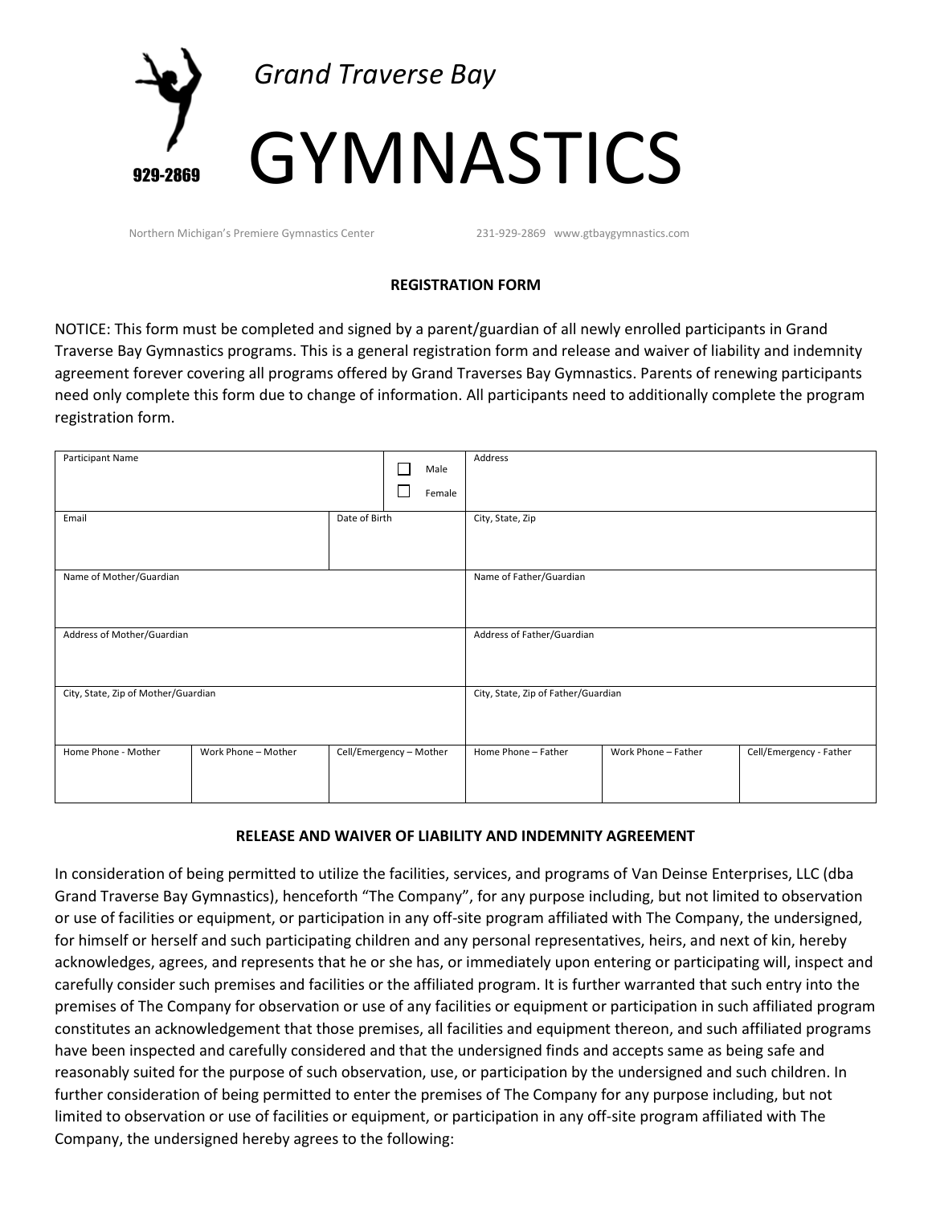929-2869

*Grand Traverse Bay*

# GYMNASTICS

Northern Michigan's Premiere Gymnastics Center 231-929-2869 www.gtbaygymnastics.com

## REGISTRATION FORM

NOTICE: This form must be completed and signed by a parent/guardian of all newly enrolled participants in Grand Traverse Bay Gymnastics programs. This is a general registration form and release and waiver of liability and indemnity agreement forever covering all programs offered by Grand Traverses Bay Gymnastics. Parents of renewing participants need only complete this form due to change of information. All participants need to additionally complete the program registration form.

| | | | | | |
|---|---|---|---|---|---|
| Participant Name | | ☐ Male ☐ Female | Address | | |
| Email | Date of Birth | | City, State, Zip | | |
| Name of Mother/Guardian | | | Name of Father/Guardian | | |
| Address of Mother/Guardian | | | Address of Father/Guardian | | |
| City, State, Zip of Mother/Guardian | | | City, State, Zip of Father/Guardian | | |
| Home Phone - Mother | Work Phone – Mother | Cell/Emergency – Mother | Home Phone – Father | Work Phone – Father | Cell/Emergency - Father |

## RELEASE AND WAIVER OF LIABILITY AND INDEMNITY AGREEMENT

In consideration of being permitted to utilize the facilities, services, and programs of Van Deinse Enterprises, LLC (dba Grand Traverse Bay Gymnastics), henceforth "The Company", for any purpose including, but not limited to observation or use of facilities or equipment, or participation in any off-site program affiliated with The Company, the undersigned, for himself or herself and such participating children and any personal representatives, heirs, and next of kin, hereby acknowledges, agrees, and represents that he or she has, or immediately upon entering or participating will, inspect and carefully consider such premises and facilities or the affiliated program. It is further warranted that such entry into the premises of The Company for observation or use of any facilities or equipment or participation in such affiliated program constitutes an acknowledgement that those premises, all facilities and equipment thereon, and such affiliated programs have been inspected and carefully considered and that the undersigned finds and accepts same as being safe and reasonably suited for the purpose of such observation, use, or participation by the undersigned and such children. In further consideration of being permitted to enter the premises of The Company for any purpose including, but not limited to observation or use of facilities or equipment, or participation in any off-site program affiliated with The Company, the undersigned hereby agrees to the following: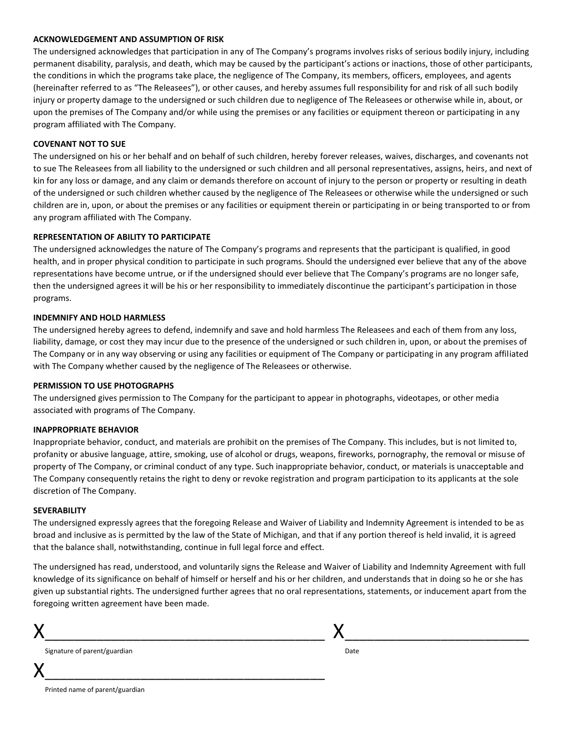**ACKNOWLEDGEMENT AND ASSUMPTION OF RISK**

The undersigned acknowledges that participation in any of The Company's programs involves risks of serious bodily injury, including permanent disability, paralysis, and death, which may be caused by the participant's actions or inactions, those of other participants, the conditions in which the programs take place, the negligence of The Company, its members, officers, employees, and agents (hereinafter referred to as "The Releasees"), or other causes, and hereby assumes full responsibility for and risk of all such bodily injury or property damage to the undersigned or such children due to negligence of The Releasees or otherwise while in, about, or upon the premises of The Company and/or while using the premises or any facilities or equipment thereon or participating in any program affiliated with The Company.

**COVENANT NOT TO SUE**

The undersigned on his or her behalf and on behalf of such children, hereby forever releases, waives, discharges, and covenants not to sue The Releasees from all liability to the undersigned or such children and all personal representatives, assigns, heirs, and next of kin for any loss or damage, and any claim or demands therefore on account of injury to the person or property or resulting in death of the undersigned or such children whether caused by the negligence of The Releasees or otherwise while the undersigned or such children are in, upon, or about the premises or any facilities or equipment therein or participating in or being transported to or from any program affiliated with The Company.

**REPRESENTATION OF ABILITY TO PARTICIPATE**

The undersigned acknowledges the nature of The Company's programs and represents that the participant is qualified, in good health, and in proper physical condition to participate in such programs. Should the undersigned ever believe that any of the above representations have become untrue, or if the undersigned should ever believe that The Company's programs are no longer safe, then the undersigned agrees it will be his or her responsibility to immediately discontinue the participant's participation in those programs.

**INDEMNIFY AND HOLD HARMLESS**

The undersigned hereby agrees to defend, indemnify and save and hold harmless The Releasees and each of them from any loss, liability, damage, or cost they may incur due to the presence of the undersigned or such children in, upon, or about the premises of The Company or in any way observing or using any facilities or equipment of The Company or participating in any program affiliated with The Company whether caused by the negligence of The Releasees or otherwise.

**PERMISSION TO USE PHOTOGRAPHS**

The undersigned gives permission to The Company for the participant to appear in photographs, videotapes, or other media associated with programs of The Company.

**INAPPROPRIATE BEHAVIOR**

Inappropriate behavior, conduct, and materials are prohibit on the premises of The Company. This includes, but is not limited to, profanity or abusive language, attire, smoking, use of alcohol or drugs, weapons, fireworks, pornography, the removal or misuse of property of The Company, or criminal conduct of any type. Such inappropriate behavior, conduct, or materials is unacceptable and The Company consequently retains the right to deny or revoke registration and program participation to its applicants at the sole discretion of The Company.

**SEVERABILITY**

The undersigned expressly agrees that the foregoing Release and Waiver of Liability and Indemnity Agreement is intended to be as broad and inclusive as is permitted by the law of the State of Michigan, and that if any portion thereof is held invalid, it is agreed that the balance shall, notwithstanding, continue in full legal force and effect.

The undersigned has read, understood, and voluntarily signs the Release and Waiver of Liability and Indemnity Agreement with full knowledge of its significance on behalf of himself or herself and his or her children, and understands that in doing so he or she has given up substantial rights. The undersigned further agrees that no oral representations, statements, or inducement apart from the foregoing written agreement have been made.

X_____________________________________ X_______________________

Signature of parent/guardian                                                            Date

X_____________________________________

Printed name of parent/guardian